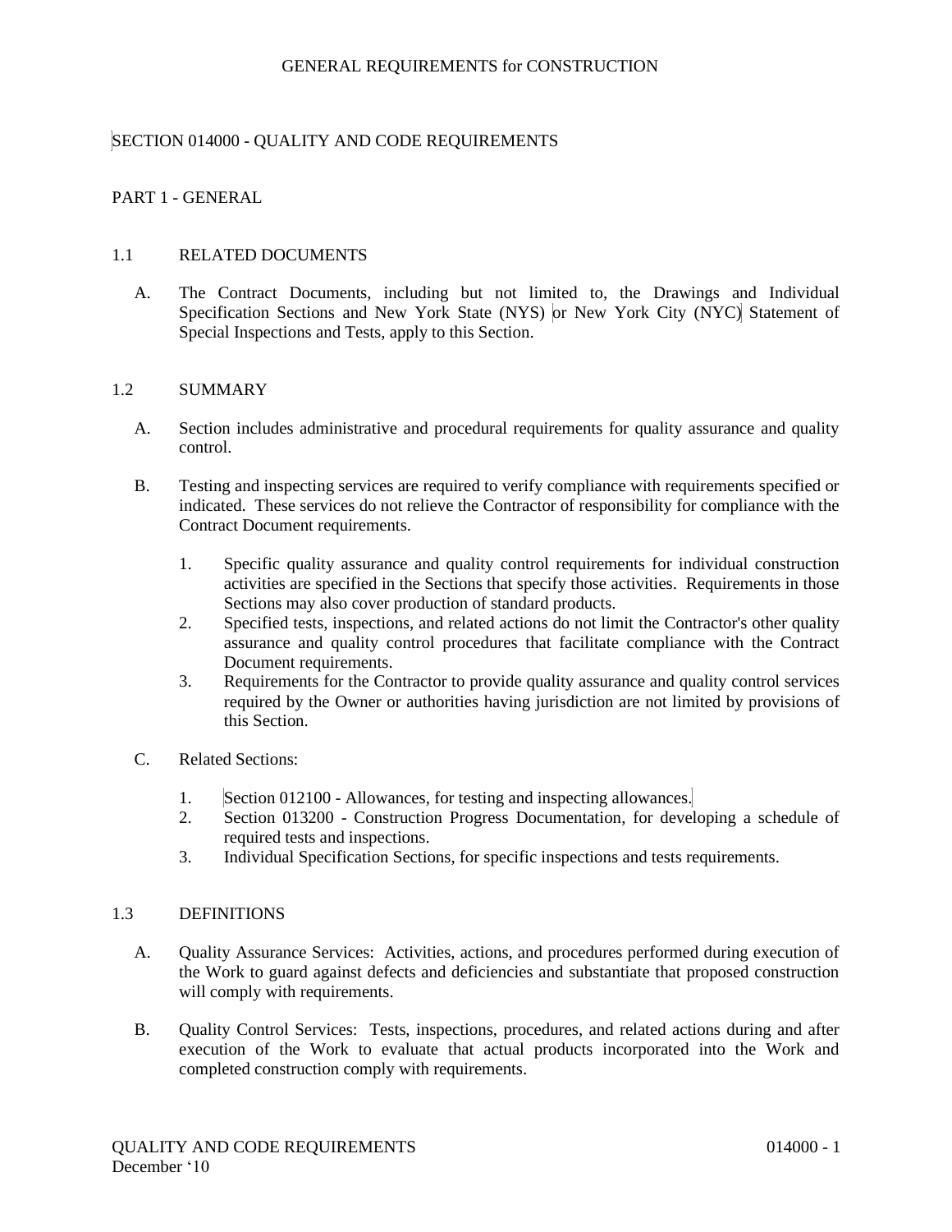GENERAL REQUIREMENTS for CONSTRUCTION

# SECTION 014000 - QUALITY AND CODE REQUIREMENTS

## PART 1 - GENERAL

### 1.1 RELATED DOCUMENTS

A. The Contract Documents, including but not limited to, the Drawings and Individual Specification Sections and New York State (NYS) or New York City (NYC) Statement of Special Inspections and Tests, apply to this Section.

### 1.2 SUMMARY

A. Section includes administrative and procedural requirements for quality assurance and quality control.

B. Testing and inspecting services are required to verify compliance with requirements specified or indicated. These services do not relieve the Contractor of responsibility for compliance with the Contract Document requirements.

1. Specific quality assurance and quality control requirements for individual construction activities are specified in the Sections that specify those activities. Requirements in those Sections may also cover production of standard products.
2. Specified tests, inspections, and related actions do not limit the Contractor's other quality assurance and quality control procedures that facilitate compliance with the Contract Document requirements.
3. Requirements for the Contractor to provide quality assurance and quality control services required by the Owner or authorities having jurisdiction are not limited by provisions of this Section.

C. Related Sections:

1. Section 012100 - Allowances, for testing and inspecting allowances.
2. Section 013200 - Construction Progress Documentation, for developing a schedule of required tests and inspections.
3. Individual Specification Sections, for specific inspections and tests requirements.

### 1.3 DEFINITIONS

A. Quality Assurance Services: Activities, actions, and procedures performed during execution of the Work to guard against defects and deficiencies and substantiate that proposed construction will comply with requirements.

B. Quality Control Services: Tests, inspections, procedures, and related actions during and after execution of the Work to evaluate that actual products incorporated into the Work and completed construction comply with requirements.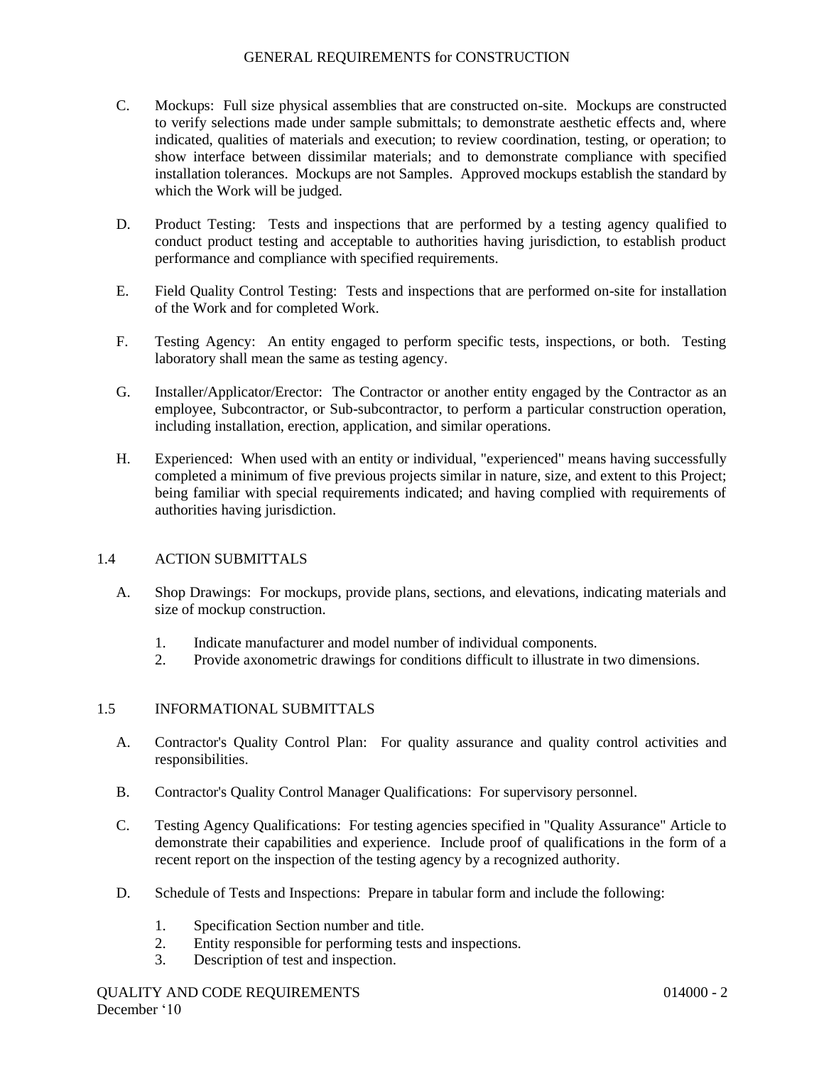C. Mockups: Full size physical assemblies that are constructed on-site. Mockups are constructed to verify selections made under sample submittals; to demonstrate aesthetic effects and, where indicated, qualities of materials and execution; to review coordination, testing, or operation; to show interface between dissimilar materials; and to demonstrate compliance with specified installation tolerances. Mockups are not Samples. Approved mockups establish the standard by which the Work will be judged.

D. Product Testing: Tests and inspections that are performed by a testing agency qualified to conduct product testing and acceptable to authorities having jurisdiction, to establish product performance and compliance with specified requirements.

E. Field Quality Control Testing: Tests and inspections that are performed on-site for installation of the Work and for completed Work.

F. Testing Agency: An entity engaged to perform specific tests, inspections, or both. Testing laboratory shall mean the same as testing agency.

G. Installer/Applicator/Erector: The Contractor or another entity engaged by the Contractor as an employee, Subcontractor, or Sub-subcontractor, to perform a particular construction operation, including installation, erection, application, and similar operations.

H. Experienced: When used with an entity or individual, "experienced" means having successfully completed a minimum of five previous projects similar in nature, size, and extent to this Project; being familiar with special requirements indicated; and having complied with requirements of authorities having jurisdiction.

## 1.4 ACTION SUBMITTALS

A. Shop Drawings: For mockups, provide plans, sections, and elevations, indicating materials and size of mockup construction.

1. Indicate manufacturer and model number of individual components.
2. Provide axonometric drawings for conditions difficult to illustrate in two dimensions.

## 1.5 INFORMATIONAL SUBMITTALS

A. Contractor's Quality Control Plan: For quality assurance and quality control activities and responsibilities.

B. Contractor's Quality Control Manager Qualifications: For supervisory personnel.

C. Testing Agency Qualifications: For testing agencies specified in "Quality Assurance" Article to demonstrate their capabilities and experience. Include proof of qualifications in the form of a recent report on the inspection of the testing agency by a recognized authority.

D. Schedule of Tests and Inspections: Prepare in tabular form and include the following:

1. Specification Section number and title.
2. Entity responsible for performing tests and inspections.
3. Description of test and inspection.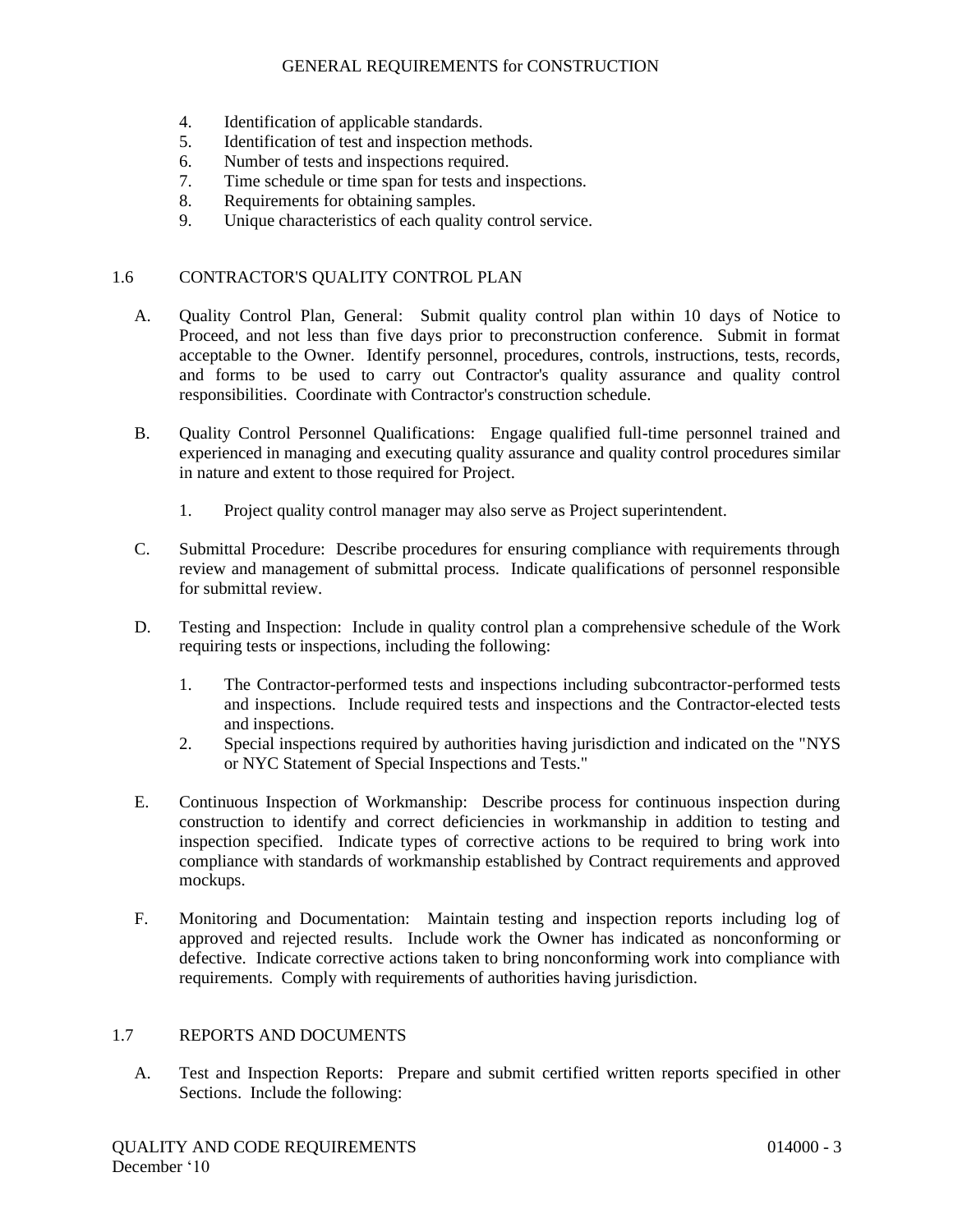4. Identification of applicable standards.
5. Identification of test and inspection methods.
6. Number of tests and inspections required.
7. Time schedule or time span for tests and inspections.
8. Requirements for obtaining samples.
9. Unique characteristics of each quality control service.

## 1.6 CONTRACTOR'S QUALITY CONTROL PLAN

A. Quality Control Plan, General: Submit quality control plan within 10 days of Notice to Proceed, and not less than five days prior to preconstruction conference. Submit in format acceptable to the Owner. Identify personnel, procedures, controls, instructions, tests, records, and forms to be used to carry out Contractor's quality assurance and quality control responsibilities. Coordinate with Contractor's construction schedule.

B. Quality Control Personnel Qualifications: Engage qualified full-time personnel trained and experienced in managing and executing quality assurance and quality control procedures similar in nature and extent to those required for Project.

   1. Project quality control manager may also serve as Project superintendent.

C. Submittal Procedure: Describe procedures for ensuring compliance with requirements through review and management of submittal process. Indicate qualifications of personnel responsible for submittal review.

D. Testing and Inspection: Include in quality control plan a comprehensive schedule of the Work requiring tests or inspections, including the following:

   1. The Contractor-performed tests and inspections including subcontractor-performed tests and inspections. Include required tests and inspections and the Contractor-elected tests and inspections.
   2. Special inspections required by authorities having jurisdiction and indicated on the "NYS or NYC Statement of Special Inspections and Tests."

E. Continuous Inspection of Workmanship: Describe process for continuous inspection during construction to identify and correct deficiencies in workmanship in addition to testing and inspection specified. Indicate types of corrective actions to be required to bring work into compliance with standards of workmanship established by Contract requirements and approved mockups.

F. Monitoring and Documentation: Maintain testing and inspection reports including log of approved and rejected results. Include work the Owner has indicated as nonconforming or defective. Indicate corrective actions taken to bring nonconforming work into compliance with requirements. Comply with requirements of authorities having jurisdiction.

## 1.7 REPORTS AND DOCUMENTS

A. Test and Inspection Reports: Prepare and submit certified written reports specified in other Sections. Include the following: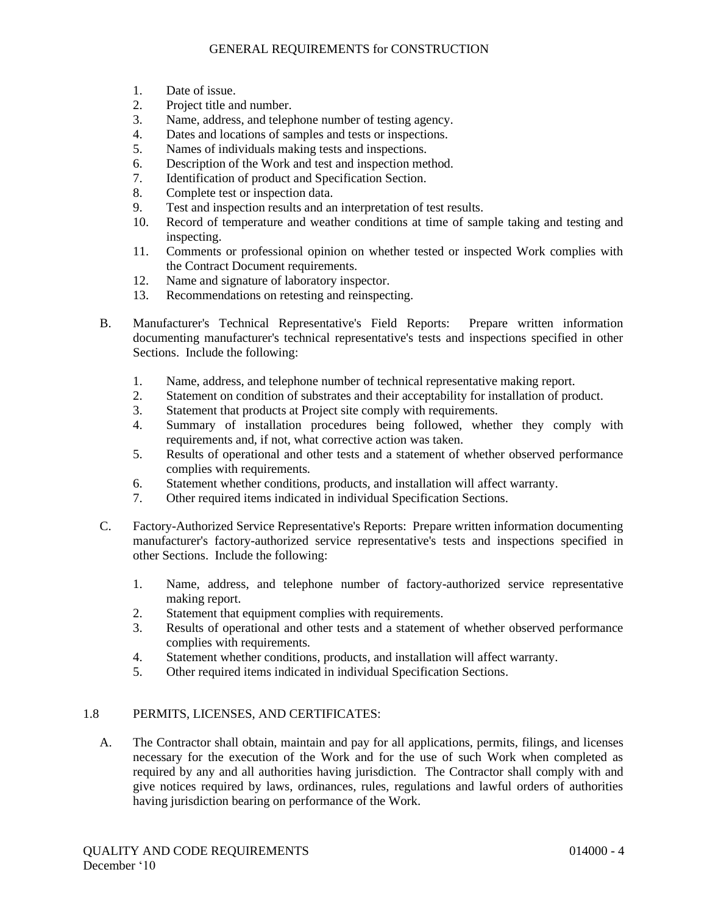1. Date of issue.
2. Project title and number.
3. Name, address, and telephone number of testing agency.
4. Dates and locations of samples and tests or inspections.
5. Names of individuals making tests and inspections.
6. Description of the Work and test and inspection method.
7. Identification of product and Specification Section.
8. Complete test or inspection data.
9. Test and inspection results and an interpretation of test results.
10. Record of temperature and weather conditions at time of sample taking and testing and inspecting.
11. Comments or professional opinion on whether tested or inspected Work complies with the Contract Document requirements.
12. Name and signature of laboratory inspector.
13. Recommendations on retesting and reinspecting.

B. Manufacturer's Technical Representative's Field Reports: Prepare written information documenting manufacturer's technical representative's tests and inspections specified in other Sections. Include the following:

1. Name, address, and telephone number of technical representative making report.
2. Statement on condition of substrates and their acceptability for installation of product.
3. Statement that products at Project site comply with requirements.
4. Summary of installation procedures being followed, whether they comply with requirements and, if not, what corrective action was taken.
5. Results of operational and other tests and a statement of whether observed performance complies with requirements.
6. Statement whether conditions, products, and installation will affect warranty.
7. Other required items indicated in individual Specification Sections.

C. Factory-Authorized Service Representative's Reports: Prepare written information documenting manufacturer's factory-authorized service representative's tests and inspections specified in other Sections. Include the following:

1. Name, address, and telephone number of factory-authorized service representative making report.
2. Statement that equipment complies with requirements.
3. Results of operational and other tests and a statement of whether observed performance complies with requirements.
4. Statement whether conditions, products, and installation will affect warranty.
5. Other required items indicated in individual Specification Sections.

## 1.8 PERMITS, LICENSES, AND CERTIFICATES:

A. The Contractor shall obtain, maintain and pay for all applications, permits, filings, and licenses necessary for the execution of the Work and for the use of such Work when completed as required by any and all authorities having jurisdiction. The Contractor shall comply with and give notices required by laws, ordinances, rules, regulations and lawful orders of authorities having jurisdiction bearing on performance of the Work.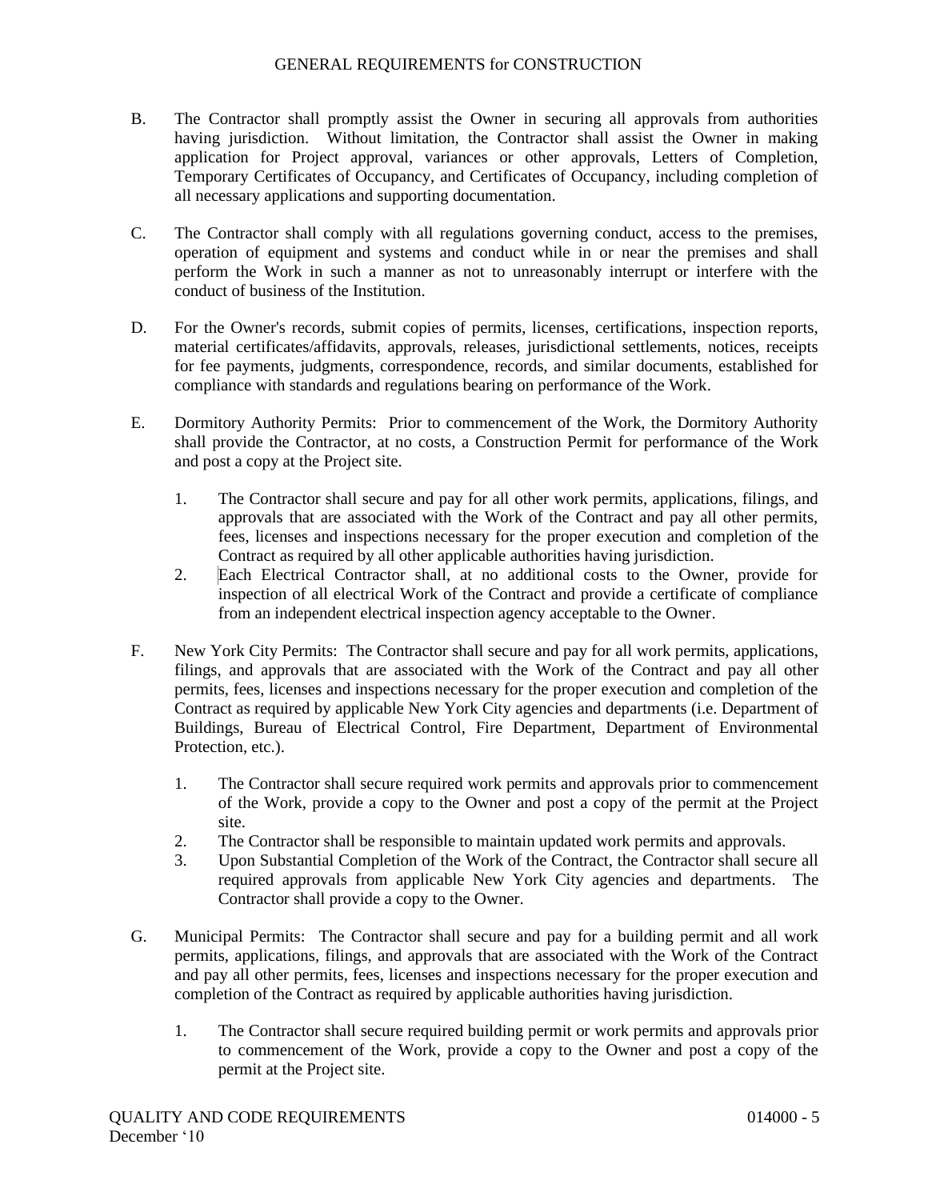B. The Contractor shall promptly assist the Owner in securing all approvals from authorities having jurisdiction. Without limitation, the Contractor shall assist the Owner in making application for Project approval, variances or other approvals, Letters of Completion, Temporary Certificates of Occupancy, and Certificates of Occupancy, including completion of all necessary applications and supporting documentation.

C. The Contractor shall comply with all regulations governing conduct, access to the premises, operation of equipment and systems and conduct while in or near the premises and shall perform the Work in such a manner as not to unreasonably interrupt or interfere with the conduct of business of the Institution.

D. For the Owner's records, submit copies of permits, licenses, certifications, inspection reports, material certificates/affidavits, approvals, releases, jurisdictional settlements, notices, receipts for fee payments, judgments, correspondence, records, and similar documents, established for compliance with standards and regulations bearing on performance of the Work.

E. Dormitory Authority Permits: Prior to commencement of the Work, the Dormitory Authority shall provide the Contractor, at no costs, a Construction Permit for performance of the Work and post a copy at the Project site.

   1. The Contractor shall secure and pay for all other work permits, applications, filings, and approvals that are associated with the Work of the Contract and pay all other permits, fees, licenses and inspections necessary for the proper execution and completion of the Contract as required by all other applicable authorities having jurisdiction.
   2. Each Electrical Contractor shall, at no additional costs to the Owner, provide for inspection of all electrical Work of the Contract and provide a certificate of compliance from an independent electrical inspection agency acceptable to the Owner.

F. New York City Permits: The Contractor shall secure and pay for all work permits, applications, filings, and approvals that are associated with the Work of the Contract and pay all other permits, fees, licenses and inspections necessary for the proper execution and completion of the Contract as required by applicable New York City agencies and departments (i.e. Department of Buildings, Bureau of Electrical Control, Fire Department, Department of Environmental Protection, etc.).

   1. The Contractor shall secure required work permits and approvals prior to commencement of the Work, provide a copy to the Owner and post a copy of the permit at the Project site.
   2. The Contractor shall be responsible to maintain updated work permits and approvals.
   3. Upon Substantial Completion of the Work of the Contract, the Contractor shall secure all required approvals from applicable New York City agencies and departments. The Contractor shall provide a copy to the Owner.

G. Municipal Permits: The Contractor shall secure and pay for a building permit and all work permits, applications, filings, and approvals that are associated with the Work of the Contract and pay all other permits, fees, licenses and inspections necessary for the proper execution and completion of the Contract as required by applicable authorities having jurisdiction.

   1. The Contractor shall secure required building permit or work permits and approvals prior to commencement of the Work, provide a copy to the Owner and post a copy of the permit at the Project site.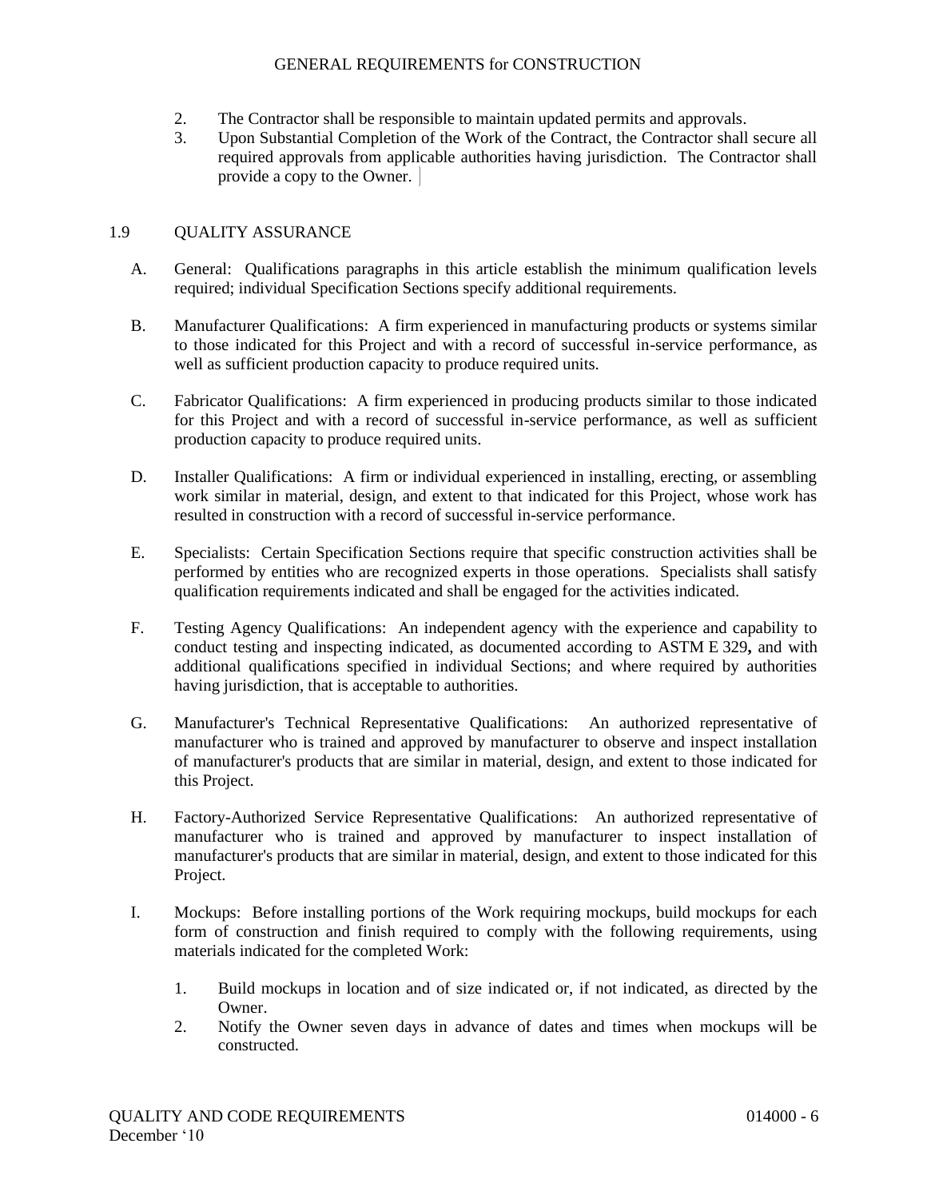2. The Contractor shall be responsible to maintain updated permits and approvals.
3. Upon Substantial Completion of the Work of the Contract, the Contractor shall secure all required approvals from applicable authorities having jurisdiction. The Contractor shall provide a copy to the Owner.

## 1.9 QUALITY ASSURANCE

A. General: Qualifications paragraphs in this article establish the minimum qualification levels required; individual Specification Sections specify additional requirements.

B. Manufacturer Qualifications: A firm experienced in manufacturing products or systems similar to those indicated for this Project and with a record of successful in-service performance, as well as sufficient production capacity to produce required units.

C. Fabricator Qualifications: A firm experienced in producing products similar to those indicated for this Project and with a record of successful in-service performance, as well as sufficient production capacity to produce required units.

D. Installer Qualifications: A firm or individual experienced in installing, erecting, or assembling work similar in material, design, and extent to that indicated for this Project, whose work has resulted in construction with a record of successful in-service performance.

E. Specialists: Certain Specification Sections require that specific construction activities shall be performed by entities who are recognized experts in those operations. Specialists shall satisfy qualification requirements indicated and shall be engaged for the activities indicated.

F. Testing Agency Qualifications: An independent agency with the experience and capability to conduct testing and inspecting indicated, as documented according to ASTM E 329**,** and with additional qualifications specified in individual Sections; and where required by authorities having jurisdiction, that is acceptable to authorities.

G. Manufacturer's Technical Representative Qualifications: An authorized representative of manufacturer who is trained and approved by manufacturer to observe and inspect installation of manufacturer's products that are similar in material, design, and extent to those indicated for this Project.

H. Factory-Authorized Service Representative Qualifications: An authorized representative of manufacturer who is trained and approved by manufacturer to inspect installation of manufacturer's products that are similar in material, design, and extent to those indicated for this Project.

I. Mockups: Before installing portions of the Work requiring mockups, build mockups for each form of construction and finish required to comply with the following requirements, using materials indicated for the completed Work:

1. Build mockups in location and of size indicated or, if not indicated, as directed by the Owner.
2. Notify the Owner seven days in advance of dates and times when mockups will be constructed.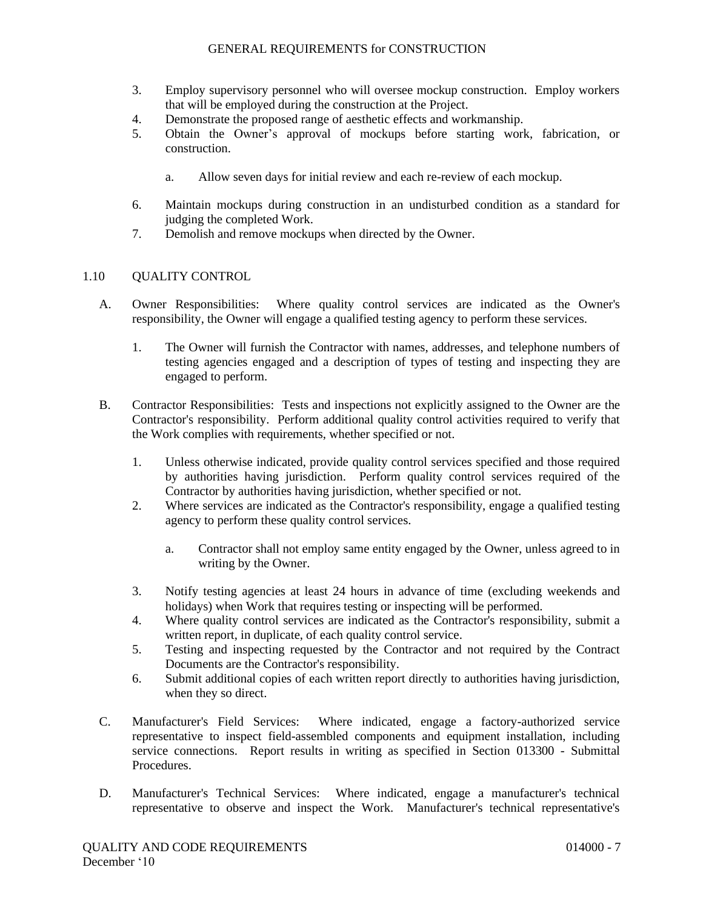3. Employ supervisory personnel who will oversee mockup construction. Employ workers that will be employed during the construction at the Project.
4. Demonstrate the proposed range of aesthetic effects and workmanship.
5. Obtain the Owner's approval of mockups before starting work, fabrication, or construction.

    a. Allow seven days for initial review and each re-review of each mockup.

6. Maintain mockups during construction in an undisturbed condition as a standard for judging the completed Work.
7. Demolish and remove mockups when directed by the Owner.

## 1.10 QUALITY CONTROL

A. Owner Responsibilities: Where quality control services are indicated as the Owner's responsibility, the Owner will engage a qualified testing agency to perform these services.

    1. The Owner will furnish the Contractor with names, addresses, and telephone numbers of testing agencies engaged and a description of types of testing and inspecting they are engaged to perform.

B. Contractor Responsibilities: Tests and inspections not explicitly assigned to the Owner are the Contractor's responsibility. Perform additional quality control activities required to verify that the Work complies with requirements, whether specified or not.

    1. Unless otherwise indicated, provide quality control services specified and those required by authorities having jurisdiction. Perform quality control services required of the Contractor by authorities having jurisdiction, whether specified or not.
    2. Where services are indicated as the Contractor's responsibility, engage a qualified testing agency to perform these quality control services.

        a. Contractor shall not employ same entity engaged by the Owner, unless agreed to in writing by the Owner.

    3. Notify testing agencies at least 24 hours in advance of time (excluding weekends and holidays) when Work that requires testing or inspecting will be performed.
    4. Where quality control services are indicated as the Contractor's responsibility, submit a written report, in duplicate, of each quality control service.
    5. Testing and inspecting requested by the Contractor and not required by the Contract Documents are the Contractor's responsibility.
    6. Submit additional copies of each written report directly to authorities having jurisdiction, when they so direct.

C. Manufacturer's Field Services: Where indicated, engage a factory-authorized service representative to inspect field-assembled components and equipment installation, including service connections. Report results in writing as specified in Section 013300 - Submittal Procedures.

D. Manufacturer's Technical Services: Where indicated, engage a manufacturer's technical representative to observe and inspect the Work. Manufacturer's technical representative's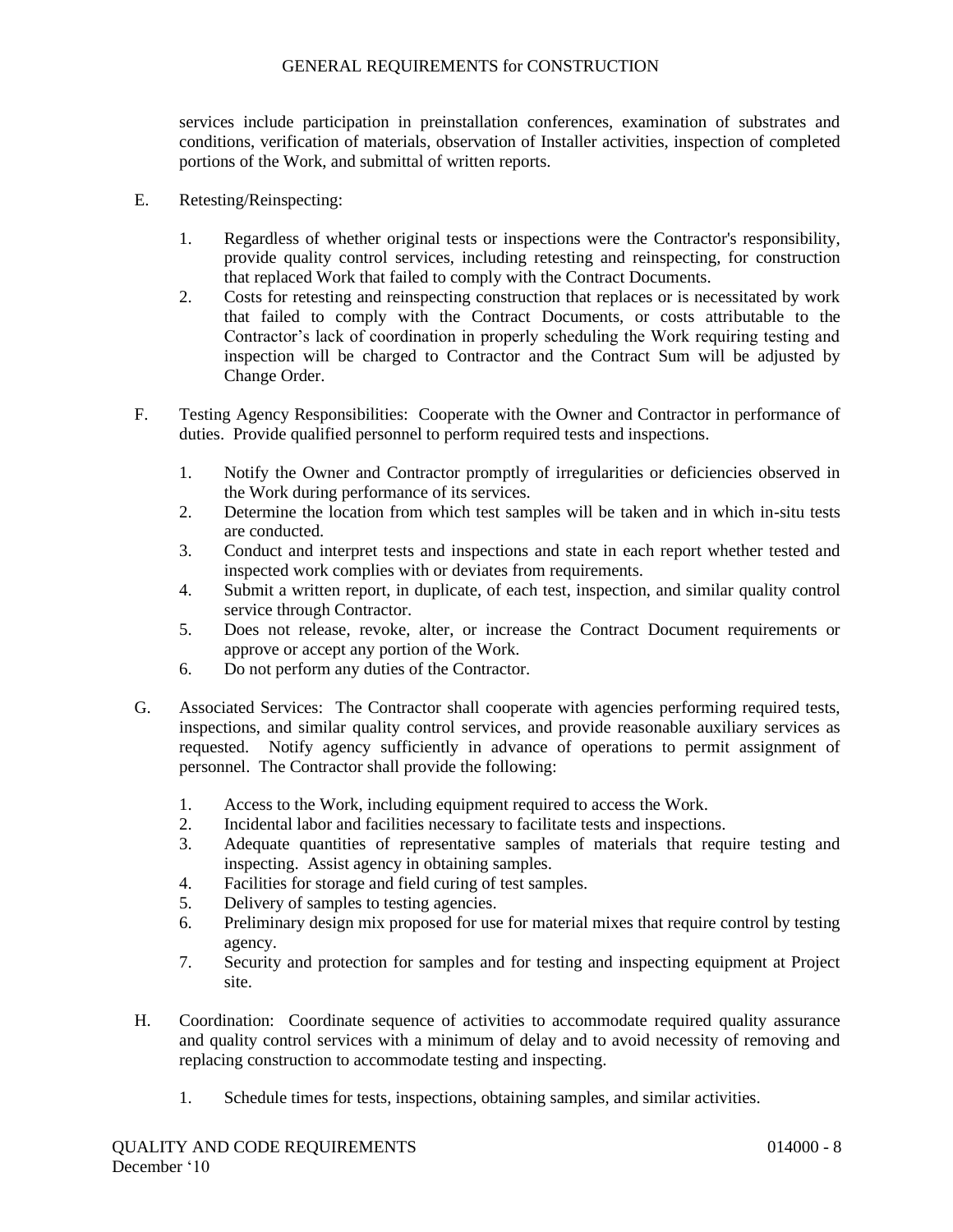services include participation in preinstallation conferences, examination of substrates and conditions, verification of materials, observation of Installer activities, inspection of completed portions of the Work, and submittal of written reports.

E. Retesting/Reinspecting:

1. Regardless of whether original tests or inspections were the Contractor's responsibility, provide quality control services, including retesting and reinspecting, for construction that replaced Work that failed to comply with the Contract Documents.
2. Costs for retesting and reinspecting construction that replaces or is necessitated by work that failed to comply with the Contract Documents, or costs attributable to the Contractor's lack of coordination in properly scheduling the Work requiring testing and inspection will be charged to Contractor and the Contract Sum will be adjusted by Change Order.

F. Testing Agency Responsibilities: Cooperate with the Owner and Contractor in performance of duties. Provide qualified personnel to perform required tests and inspections.

1. Notify the Owner and Contractor promptly of irregularities or deficiencies observed in the Work during performance of its services.
2. Determine the location from which test samples will be taken and in which in-situ tests are conducted.
3. Conduct and interpret tests and inspections and state in each report whether tested and inspected work complies with or deviates from requirements.
4. Submit a written report, in duplicate, of each test, inspection, and similar quality control service through Contractor.
5. Does not release, revoke, alter, or increase the Contract Document requirements or approve or accept any portion of the Work.
6. Do not perform any duties of the Contractor.

G. Associated Services: The Contractor shall cooperate with agencies performing required tests, inspections, and similar quality control services, and provide reasonable auxiliary services as requested. Notify agency sufficiently in advance of operations to permit assignment of personnel. The Contractor shall provide the following:

1. Access to the Work, including equipment required to access the Work.
2. Incidental labor and facilities necessary to facilitate tests and inspections.
3. Adequate quantities of representative samples of materials that require testing and inspecting. Assist agency in obtaining samples.
4. Facilities for storage and field curing of test samples.
5. Delivery of samples to testing agencies.
6. Preliminary design mix proposed for use for material mixes that require control by testing agency.
7. Security and protection for samples and for testing and inspecting equipment at Project site.

H. Coordination: Coordinate sequence of activities to accommodate required quality assurance and quality control services with a minimum of delay and to avoid necessity of removing and replacing construction to accommodate testing and inspecting.

1. Schedule times for tests, inspections, obtaining samples, and similar activities.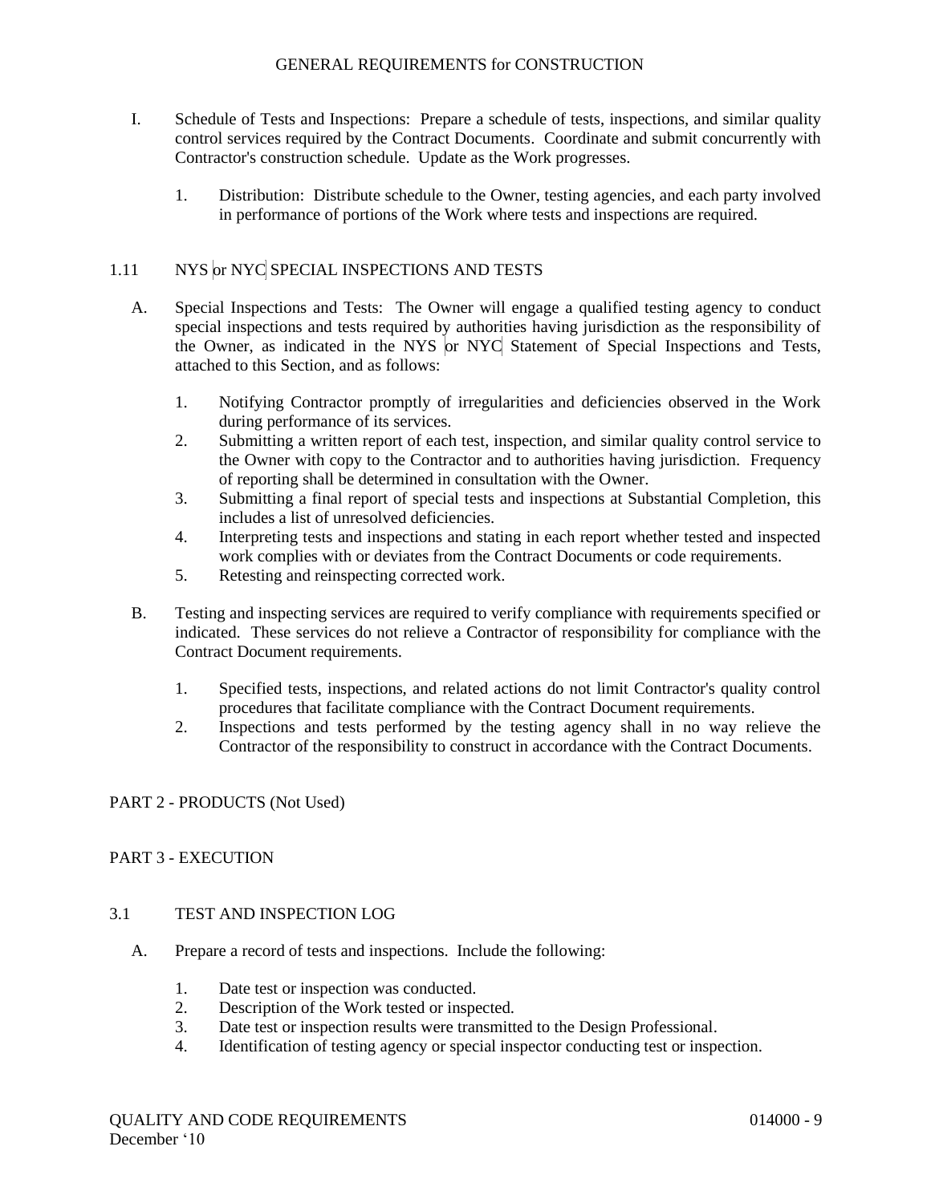I. Schedule of Tests and Inspections: Prepare a schedule of tests, inspections, and similar quality control services required by the Contract Documents. Coordinate and submit concurrently with Contractor's construction schedule. Update as the Work progresses.

   1. Distribution: Distribute schedule to the Owner, testing agencies, and each party involved in performance of portions of the Work where tests and inspections are required.

## 1.11 NYS or NYC SPECIAL INSPECTIONS AND TESTS

A. Special Inspections and Tests: The Owner will engage a qualified testing agency to conduct special inspections and tests required by authorities having jurisdiction as the responsibility of the Owner, as indicated in the NYS or NYC Statement of Special Inspections and Tests, attached to this Section, and as follows:

   1. Notifying Contractor promptly of irregularities and deficiencies observed in the Work during performance of its services.
   2. Submitting a written report of each test, inspection, and similar quality control service to the Owner with copy to the Contractor and to authorities having jurisdiction. Frequency of reporting shall be determined in consultation with the Owner.
   3. Submitting a final report of special tests and inspections at Substantial Completion, this includes a list of unresolved deficiencies.
   4. Interpreting tests and inspections and stating in each report whether tested and inspected work complies with or deviates from the Contract Documents or code requirements.
   5. Retesting and reinspecting corrected work.

B. Testing and inspecting services are required to verify compliance with requirements specified or indicated. These services do not relieve a Contractor of responsibility for compliance with the Contract Document requirements.

   1. Specified tests, inspections, and related actions do not limit Contractor's quality control procedures that facilitate compliance with the Contract Document requirements.
   2. Inspections and tests performed by the testing agency shall in no way relieve the Contractor of the responsibility to construct in accordance with the Contract Documents.

# PART 2 - PRODUCTS (Not Used)

# PART 3 - EXECUTION

## 3.1 TEST AND INSPECTION LOG

A. Prepare a record of tests and inspections. Include the following:

   1. Date test or inspection was conducted.
   2. Description of the Work tested or inspected.
   3. Date test or inspection results were transmitted to the Design Professional.
   4. Identification of testing agency or special inspector conducting test or inspection.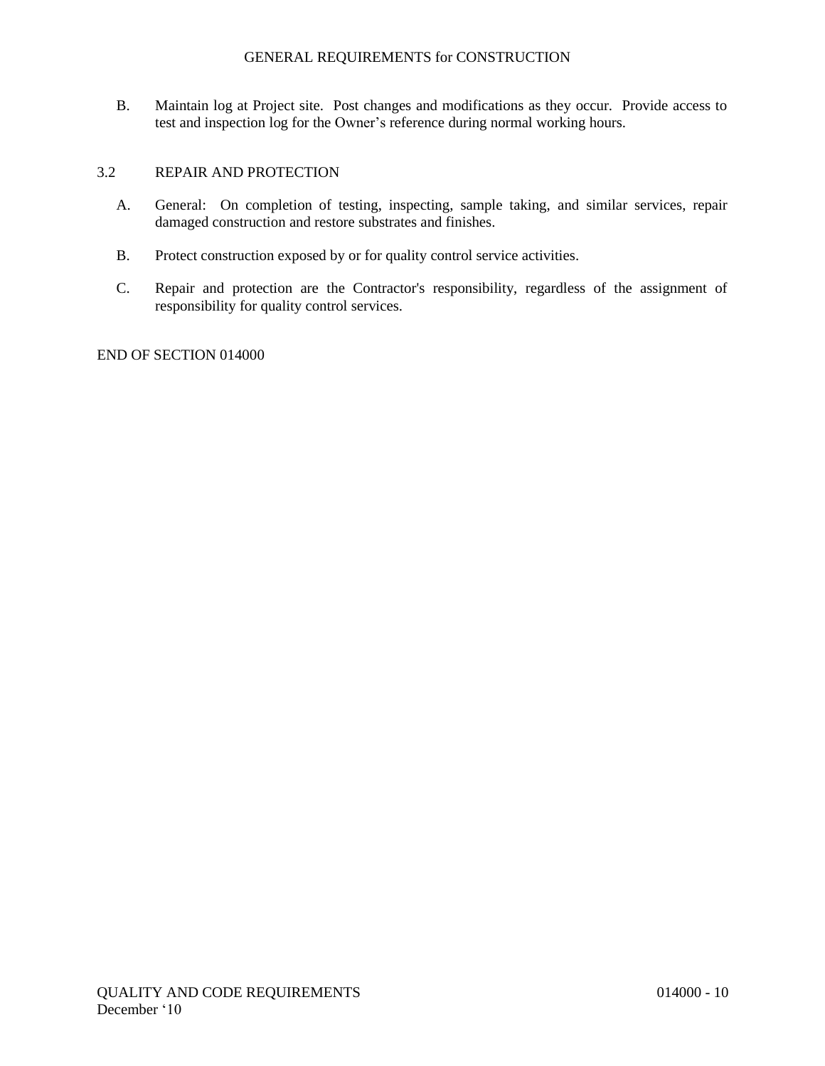B. Maintain log at Project site. Post changes and modifications as they occur. Provide access to test and inspection log for the Owner's reference during normal working hours.

## 3.2 REPAIR AND PROTECTION

A. General: On completion of testing, inspecting, sample taking, and similar services, repair damaged construction and restore substrates and finishes.

B. Protect construction exposed by or for quality control service activities.

C. Repair and protection are the Contractor's responsibility, regardless of the assignment of responsibility for quality control services.

END OF SECTION 014000